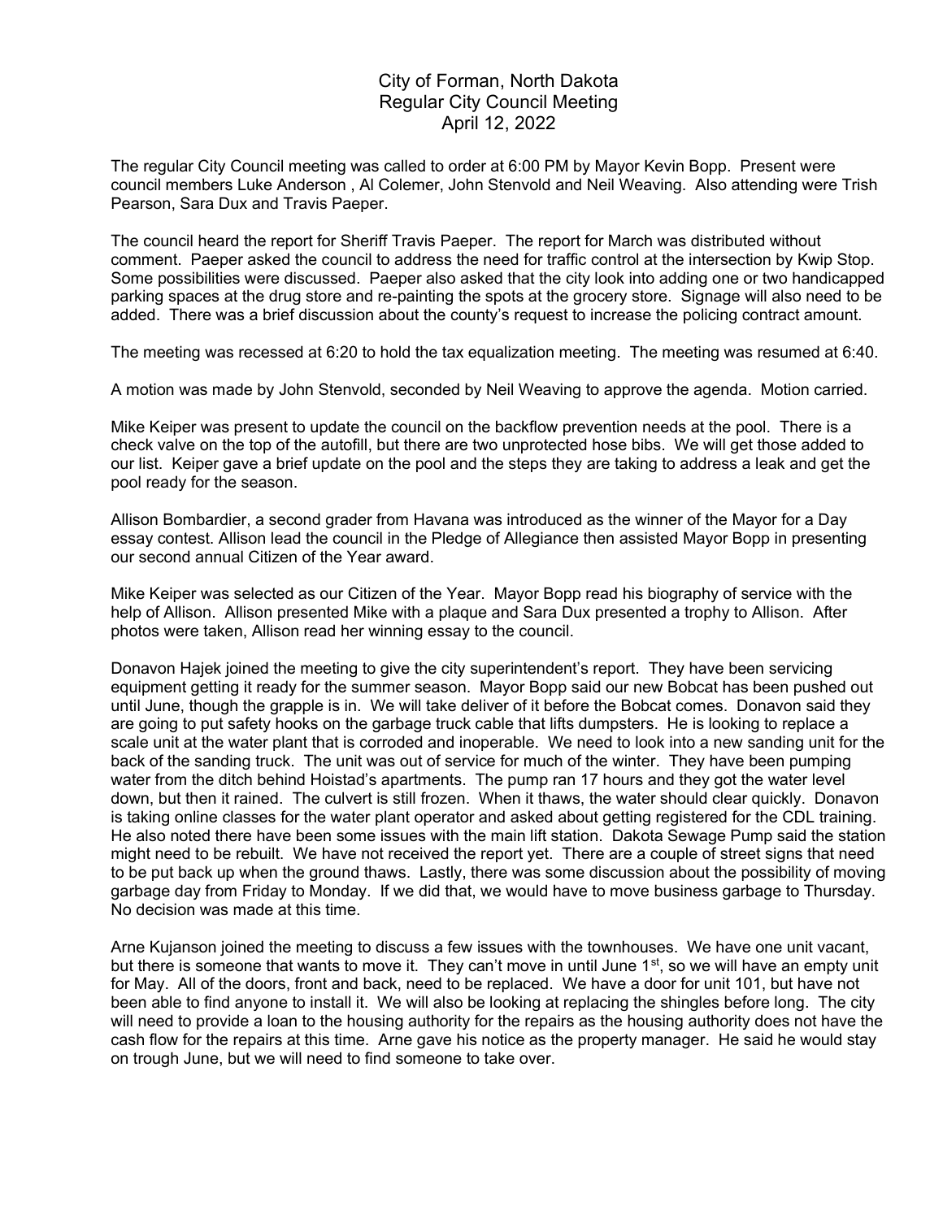# City of Forman, North Dakota
## Regular City Council Meeting
## April 12, 2022

The regular City Council meeting was called to order at 6:00 PM by Mayor Kevin Bopp. Present were council members Luke Anderson , Al Colemer, John Stenvold and Neil Weaving. Also attending were Trish Pearson, Sara Dux and Travis Paeper.

The council heard the report for Sheriff Travis Paeper. The report for March was distributed without comment. Paeper asked the council to address the need for traffic control at the intersection by Kwip Stop. Some possibilities were discussed. Paeper also asked that the city look into adding one or two handicapped parking spaces at the drug store and re-painting the spots at the grocery store. Signage will also need to be added. There was a brief discussion about the county's request to increase the policing contract amount.

The meeting was recessed at 6:20 to hold the tax equalization meeting. The meeting was resumed at 6:40.

A motion was made by John Stenvold, seconded by Neil Weaving to approve the agenda. Motion carried.

Mike Keiper was present to update the council on the backflow prevention needs at the pool. There is a check valve on the top of the autofill, but there are two unprotected hose bibs. We will get those added to our list. Keiper gave a brief update on the pool and the steps they are taking to address a leak and get the pool ready for the season.

Allison Bombardier, a second grader from Havana was introduced as the winner of the Mayor for a Day essay contest. Allison lead the council in the Pledge of Allegiance then assisted Mayor Bopp in presenting our second annual Citizen of the Year award.

Mike Keiper was selected as our Citizen of the Year. Mayor Bopp read his biography of service with the help of Allison. Allison presented Mike with a plaque and Sara Dux presented a trophy to Allison. After photos were taken, Allison read her winning essay to the council.

Donavon Hajek joined the meeting to give the city superintendent's report. They have been servicing equipment getting it ready for the summer season. Mayor Bopp said our new Bobcat has been pushed out until June, though the grapple is in. We will take deliver of it before the Bobcat comes. Donavon said they are going to put safety hooks on the garbage truck cable that lifts dumpsters. He is looking to replace a scale unit at the water plant that is corroded and inoperable. We need to look into a new sanding unit for the back of the sanding truck. The unit was out of service for much of the winter. They have been pumping water from the ditch behind Hoistad's apartments. The pump ran 17 hours and they got the water level down, but then it rained. The culvert is still frozen. When it thaws, the water should clear quickly. Donavon is taking online classes for the water plant operator and asked about getting registered for the CDL training. He also noted there have been some issues with the main lift station. Dakota Sewage Pump said the station might need to be rebuilt. We have not received the report yet. There are a couple of street signs that need to be put back up when the ground thaws. Lastly, there was some discussion about the possibility of moving garbage day from Friday to Monday. If we did that, we would have to move business garbage to Thursday. No decision was made at this time.

Arne Kujanson joined the meeting to discuss a few issues with the townhouses. We have one unit vacant, but there is someone that wants to move it. They can't move in until June 1st, so we will have an empty unit for May. All of the doors, front and back, need to be replaced. We have a door for unit 101, but have not been able to find anyone to install it. We will also be looking at replacing the shingles before long. The city will need to provide a loan to the housing authority for the repairs as the housing authority does not have the cash flow for the repairs at this time. Arne gave his notice as the property manager. He said he would stay on trough June, but we will need to find someone to take over.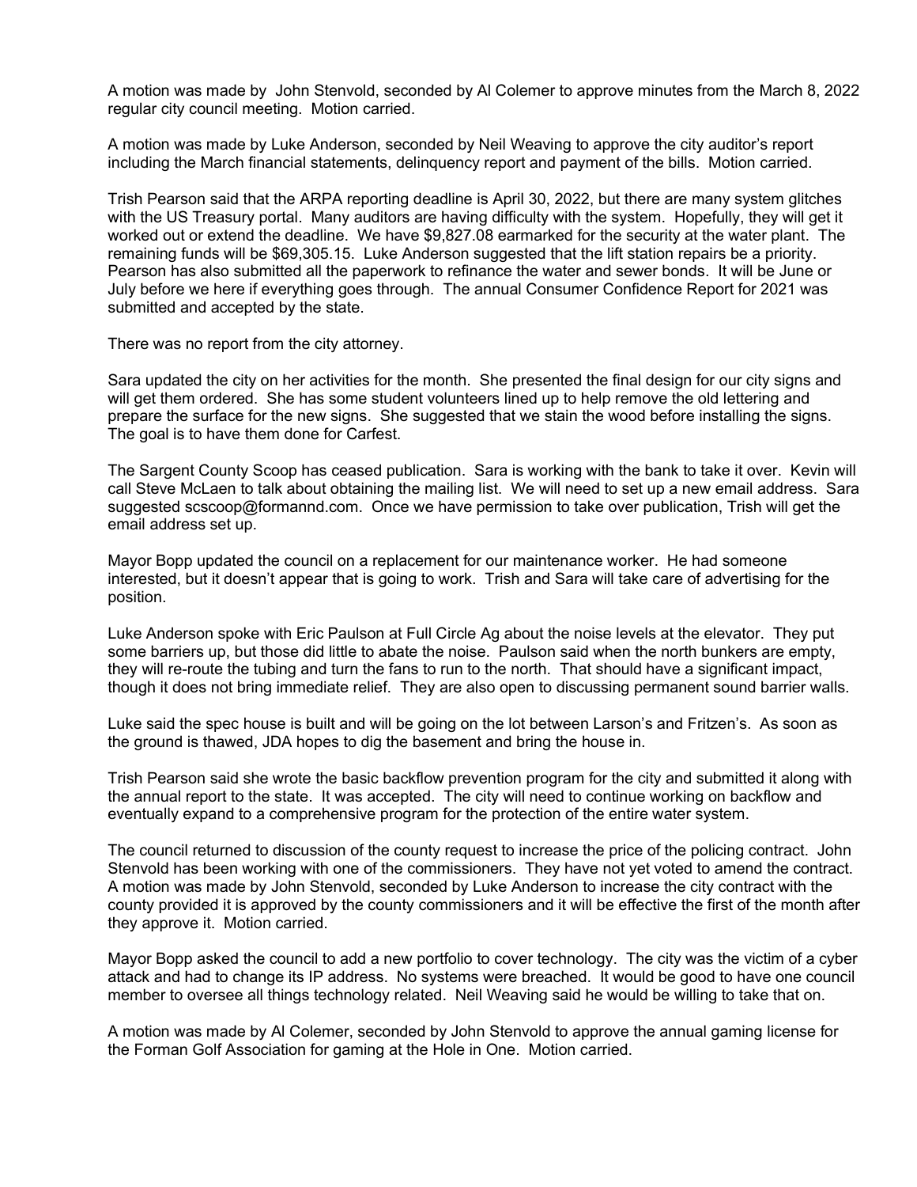A motion was made by John Stenvold, seconded by Al Colemer to approve minutes from the March 8, 2022 regular city council meeting. Motion carried.

A motion was made by Luke Anderson, seconded by Neil Weaving to approve the city auditor's report including the March financial statements, delinquency report and payment of the bills. Motion carried.

Trish Pearson said that the ARPA reporting deadline is April 30, 2022, but there are many system glitches with the US Treasury portal. Many auditors are having difficulty with the system. Hopefully, they will get it worked out or extend the deadline. We have $9,827.08 earmarked for the security at the water plant. The remaining funds will be $69,305.15. Luke Anderson suggested that the lift station repairs be a priority. Pearson has also submitted all the paperwork to refinance the water and sewer bonds. It will be June or July before we here if everything goes through. The annual Consumer Confidence Report for 2021 was submitted and accepted by the state.

There was no report from the city attorney.

Sara updated the city on her activities for the month. She presented the final design for our city signs and will get them ordered. She has some student volunteers lined up to help remove the old lettering and prepare the surface for the new signs. She suggested that we stain the wood before installing the signs. The goal is to have them done for Carfest.

The Sargent County Scoop has ceased publication. Sara is working with the bank to take it over. Kevin will call Steve McLaen to talk about obtaining the mailing list. We will need to set up a new email address. Sara suggested scscoop@formannd.com. Once we have permission to take over publication, Trish will get the email address set up.

Mayor Bopp updated the council on a replacement for our maintenance worker. He had someone interested, but it doesn't appear that is going to work. Trish and Sara will take care of advertising for the position.

Luke Anderson spoke with Eric Paulson at Full Circle Ag about the noise levels at the elevator. They put some barriers up, but those did little to abate the noise. Paulson said when the north bunkers are empty, they will re-route the tubing and turn the fans to run to the north. That should have a significant impact, though it does not bring immediate relief. They are also open to discussing permanent sound barrier walls.

Luke said the spec house is built and will be going on the lot between Larson's and Fritzen's. As soon as the ground is thawed, JDA hopes to dig the basement and bring the house in.

Trish Pearson said she wrote the basic backflow prevention program for the city and submitted it along with the annual report to the state. It was accepted. The city will need to continue working on backflow and eventually expand to a comprehensive program for the protection of the entire water system.

The council returned to discussion of the county request to increase the price of the policing contract. John Stenvold has been working with one of the commissioners. They have not yet voted to amend the contract. A motion was made by John Stenvold, seconded by Luke Anderson to increase the city contract with the county provided it is approved by the county commissioners and it will be effective the first of the month after they approve it. Motion carried.

Mayor Bopp asked the council to add a new portfolio to cover technology. The city was the victim of a cyber attack and had to change its IP address. No systems were breached. It would be good to have one council member to oversee all things technology related. Neil Weaving said he would be willing to take that on.

A motion was made by Al Colemer, seconded by John Stenvold to approve the annual gaming license for the Forman Golf Association for gaming at the Hole in One. Motion carried.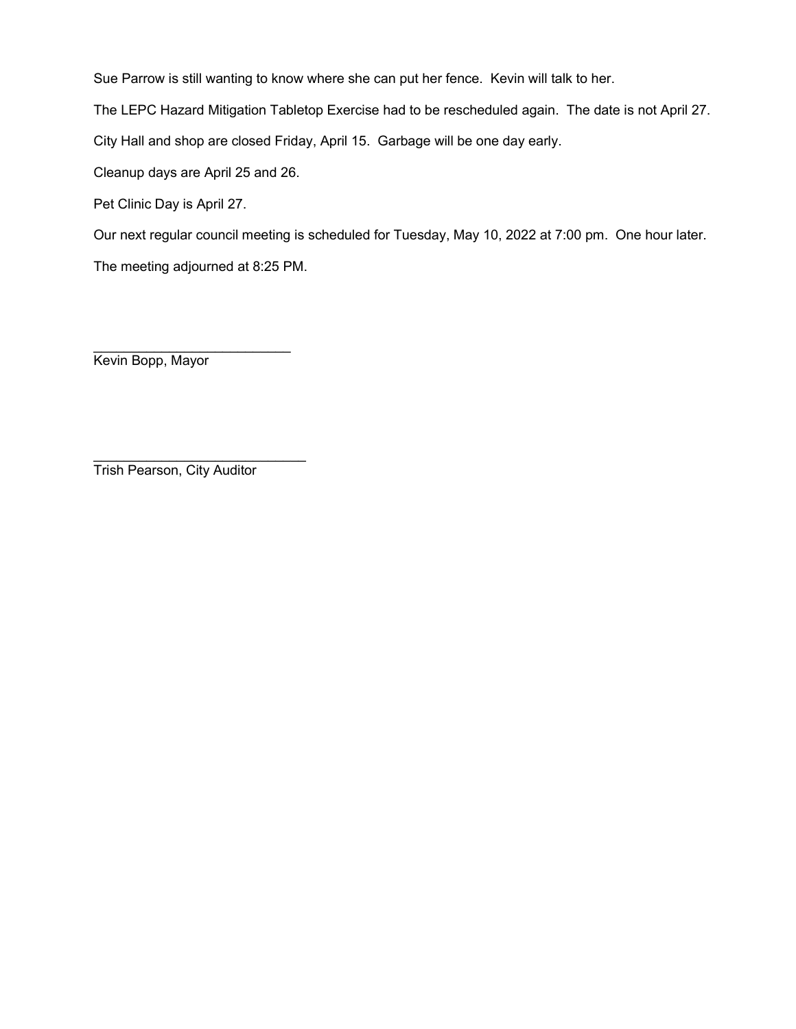Sue Parrow is still wanting to know where she can put her fence. Kevin will talk to her.

The LEPC Hazard Mitigation Tabletop Exercise had to be rescheduled again. The date is not April 27.

City Hall and shop are closed Friday, April 15. Garbage will be one day early.

Cleanup days are April 25 and 26.

Pet Clinic Day is April 27.

Our next regular council meeting is scheduled for Tuesday, May 10, 2022 at 7:00 pm. One hour later.

The meeting adjourned at 8:25 PM.

___________________________
Kevin Bopp, Mayor

_____________________________
Trish Pearson, City Auditor